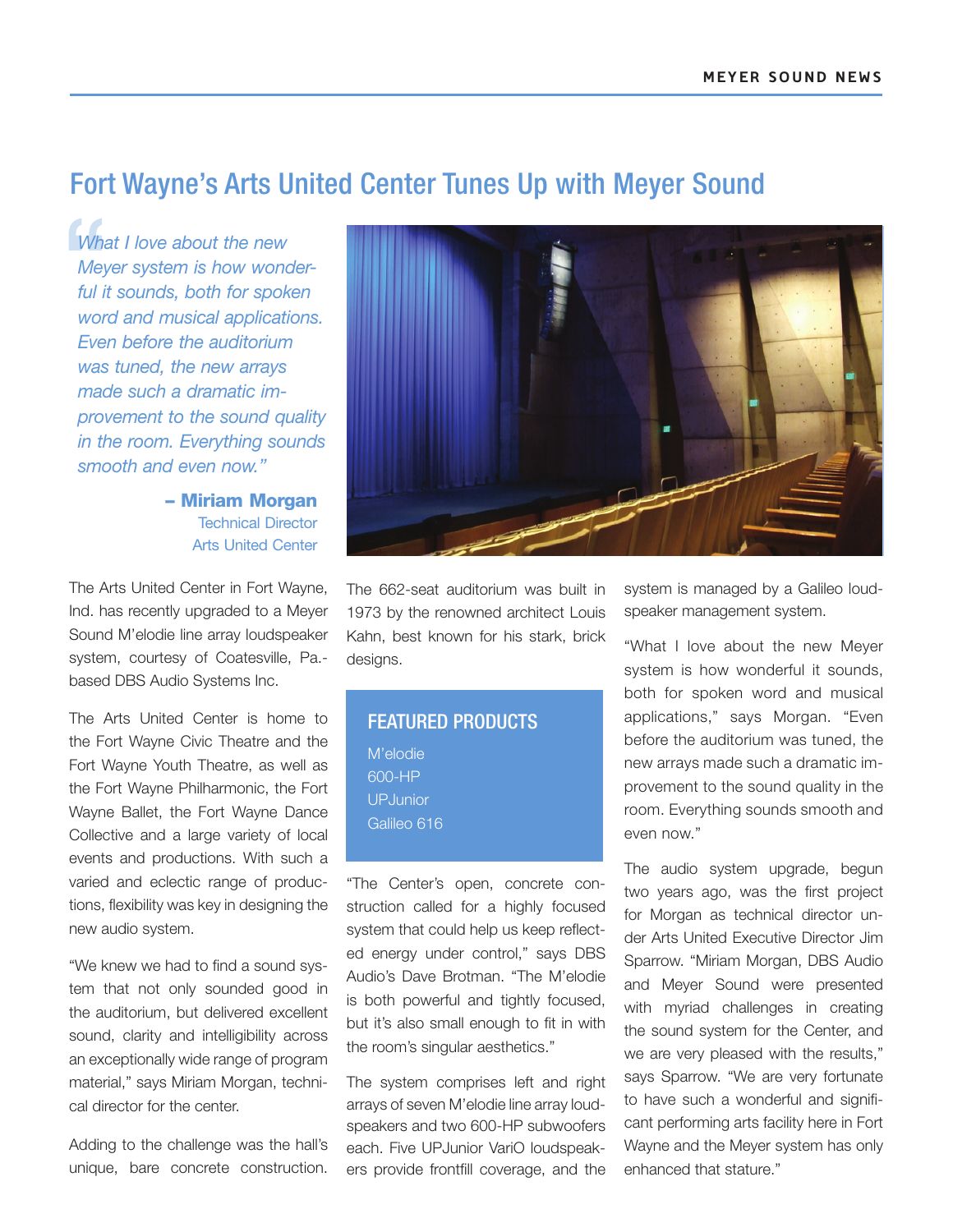# Fort Wayne's Arts United Center Tunes Up with Meyer Sound

> *"What I love about the new Meyer system is how wonderful it sounds, both for spoken word and musical applications. Even before the auditorium was tuned, the new arrays made such a dramatic improvement to the sound quality in the room. Everything sounds smooth and even now."*
>
> **– Miriam Morgan**
> Technical Director
> Arts United Center

The Arts United Center in Fort Wayne, Ind. has recently upgraded to a Meyer Sound M'elodie line array loudspeaker system, courtesy of Coatesville, Pa.-based DBS Audio Systems Inc.

The Arts United Center is home to the Fort Wayne Civic Theatre and the Fort Wayne Youth Theatre, as well as the Fort Wayne Philharmonic, the Fort Wayne Ballet, the Fort Wayne Dance Collective and a large variety of local events and productions. With such a varied and eclectic range of productions, flexibility was key in designing the new audio system.

"We knew we had to find a sound system that not only sounded good in the auditorium, but delivered excellent sound, clarity and intelligibility across an exceptionally wide range of program material," says Miriam Morgan, technical director for the center.

Adding to the challenge was the hall's unique, bare concrete construction. The 662-seat auditorium was built in 1973 by the renowned architect Louis Kahn, best known for his stark, brick designs.

## FEATURED PRODUCTS

- M'elodie
- 600-HP
- UPJunior
- Galileo 616

"The Center's open, concrete construction called for a highly focused system that could help us keep reflected energy under control," says DBS Audio's Dave Brotman. "The M'elodie is both powerful and tightly focused, but it's also small enough to fit in with the room's singular aesthetics."

The system comprises left and right arrays of seven M'elodie line array loudspeakers and two 600-HP subwoofers each. Five UPJunior VariO loudspeakers provide frontfill coverage, and the system is managed by a Galileo loudspeaker management system.

"What I love about the new Meyer system is how wonderful it sounds, both for spoken word and musical applications," says Morgan. "Even before the auditorium was tuned, the new arrays made such a dramatic improvement to the sound quality in the room. Everything sounds smooth and even now."

The audio system upgrade, begun two years ago, was the first project for Morgan as technical director under Arts United Executive Director Jim Sparrow. "Miriam Morgan, DBS Audio and Meyer Sound were presented with myriad challenges in creating the sound system for the Center, and we are very pleased with the results," says Sparrow. "We are very fortunate to have such a wonderful and significant performing arts facility here in Fort Wayne and the Meyer system has only enhanced that stature."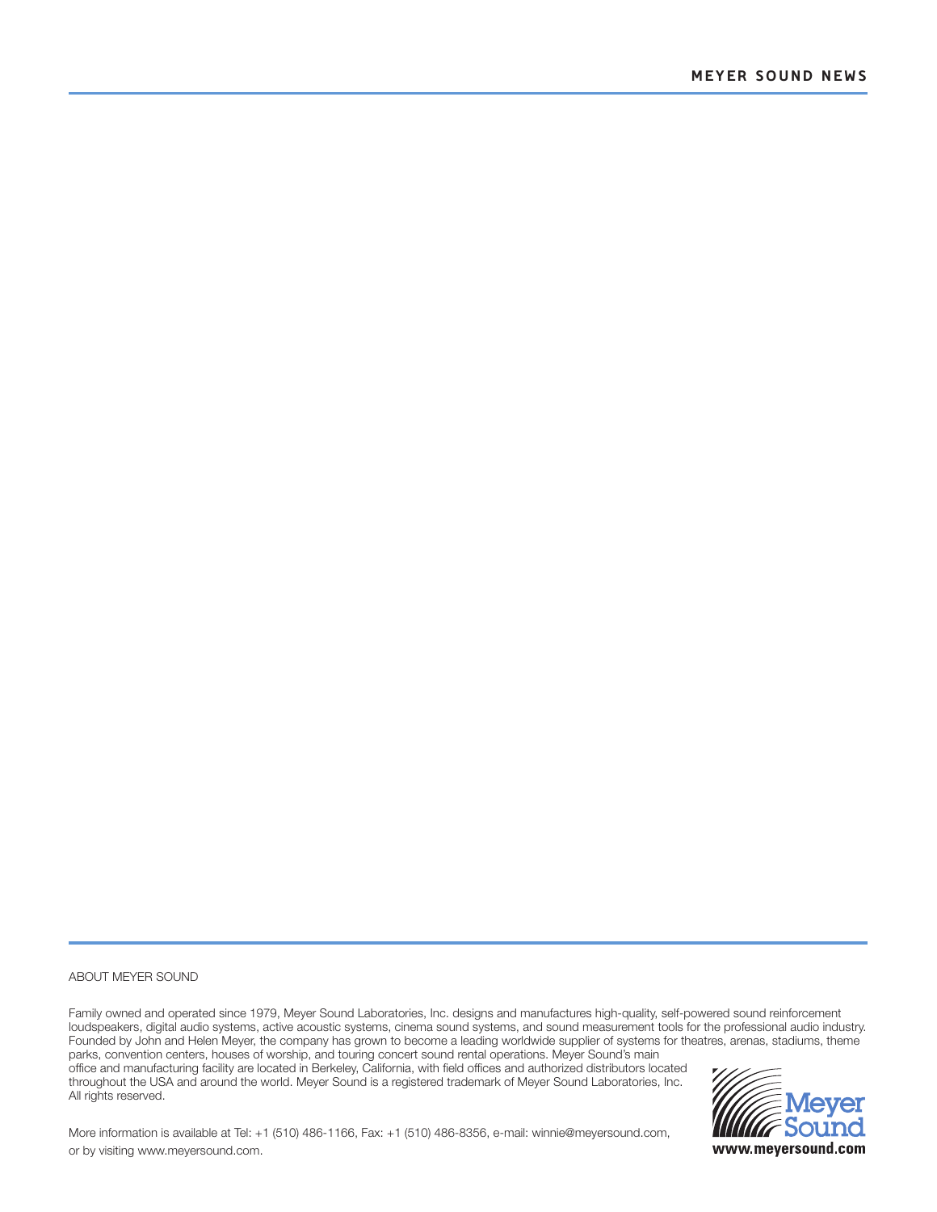ABOUT MEYER SOUND

Family owned and operated since 1979, Meyer Sound Laboratories, Inc. designs and manufactures high-quality, self-powered sound reinforcement loudspeakers, digital audio systems, active acoustic systems, cinema sound systems, and sound measurement tools for the professional audio industry. Founded by John and Helen Meyer, the company has grown to become a leading worldwide supplier of systems for theatres, arenas, stadiums, theme parks, convention centers, houses of worship, and touring concert sound rental operations. Meyer Sound's main office and manufacturing facility are located in Berkeley, California, with field offices and authorized distributors located throughout the USA and around the world. Meyer Sound is a registered trademark of Meyer Sound Laboratories, Inc. All rights reserved.

More information is available at Tel: +1 (510) 486-1166, Fax: +1 (510) 486-8356, e-mail: winnie@meyersound.com, or by visiting www.meyersound.com.

Meyer Sound
www.meyersound.com